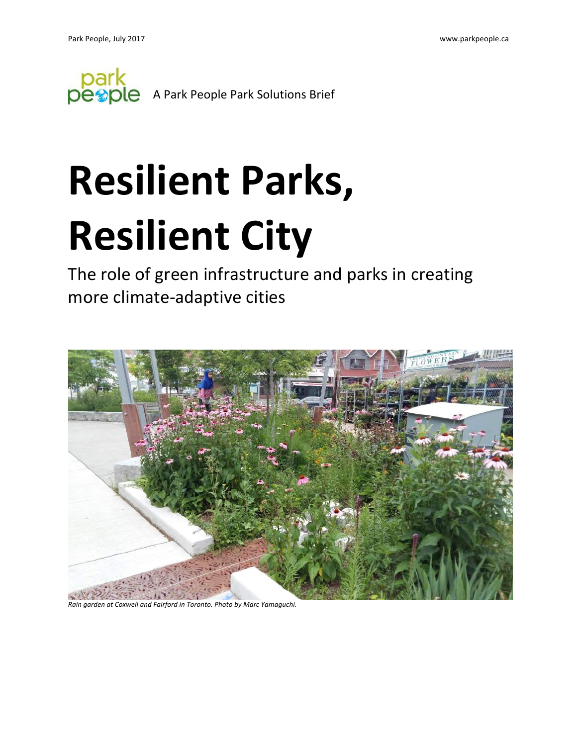A Park People Park Solutions Brief

# Resilient Parks, Resilient City

The role of green infrastructure and parks in creating more climate-adaptive cities

*Rain garden at Coxwell and Fairford in Toronto. Photo by Marc Yamaguchi.*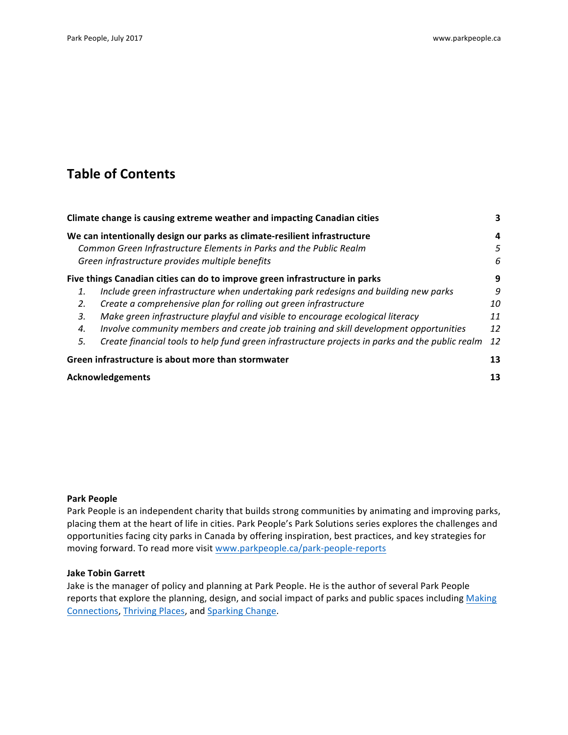# Table of Contents

| | |
|---|---|
| **Climate change is causing extreme weather and impacting Canadian cities** | **3** |
| **We can intentionally design our parks as climate-resilient infrastructure** | **4** |
| *Common Green Infrastructure Elements in Parks and the Public Realm* | *5* |
| *Green infrastructure provides multiple benefits* | *6* |
| **Five things Canadian cities can do to improve green infrastructure in parks** | **9** |
| *1. Include green infrastructure when undertaking park redesigns and building new parks* | *9* |
| *2. Create a comprehensive plan for rolling out green infrastructure* | *10* |
| *3. Make green infrastructure playful and visible to encourage ecological literacy* | *11* |
| *4. Involve community members and create job training and skill development opportunities* | *12* |
| *5. Create financial tools to help fund green infrastructure projects in parks and the public realm* | *12* |
| **Green infrastructure is about more than stormwater** | **13** |
| **Acknowledgements** | **13** |

**Park People**
Park People is an independent charity that builds strong communities by animating and improving parks, placing them at the heart of life in cities. Park People's Park Solutions series explores the challenges and opportunities facing city parks in Canada by offering inspiration, best practices, and key strategies for moving forward. To read more visit www.parkpeople.ca/park-people-reports

**Jake Tobin Garrett**
Jake is the manager of policy and planning at Park People. He is the author of several Park People reports that explore the planning, design, and social impact of parks and public spaces including Making Connections, Thriving Places, and Sparking Change.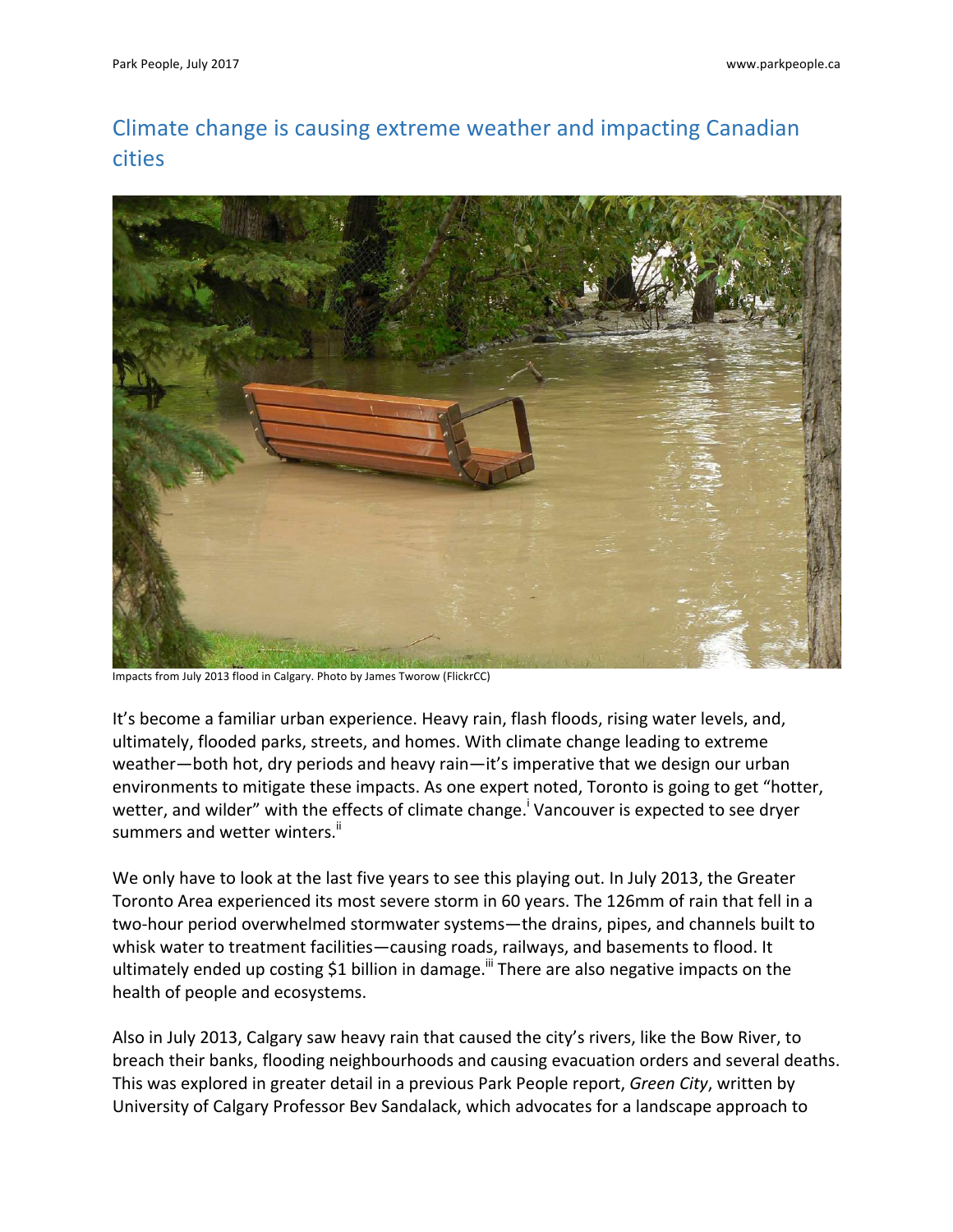## Climate change is causing extreme weather and impacting Canadian cities

Impacts from July 2013 flood in Calgary. Photo by James Tworow (FlickrCC)

It's become a familiar urban experience. Heavy rain, flash floods, rising water levels, and, ultimately, flooded parks, streets, and homes. With climate change leading to extreme weather—both hot, dry periods and heavy rain—it's imperative that we design our urban environments to mitigate these impacts. As one expert noted, Toronto is going to get "hotter, wetter, and wilder" with the effects of climate change.[i] Vancouver is expected to see dryer summers and wetter winters.[ii]

We only have to look at the last five years to see this playing out. In July 2013, the Greater Toronto Area experienced its most severe storm in 60 years. The 126mm of rain that fell in a two-hour period overwhelmed stormwater systems—the drains, pipes, and channels built to whisk water to treatment facilities—causing roads, railways, and basements to flood. It ultimately ended up costing $1 billion in damage.[iii] There are also negative impacts on the health of people and ecosystems.

Also in July 2013, Calgary saw heavy rain that caused the city's rivers, like the Bow River, to breach their banks, flooding neighbourhoods and causing evacuation orders and several deaths. This was explored in greater detail in a previous Park People report, *Green City*, written by University of Calgary Professor Bev Sandalack, which advocates for a landscape approach to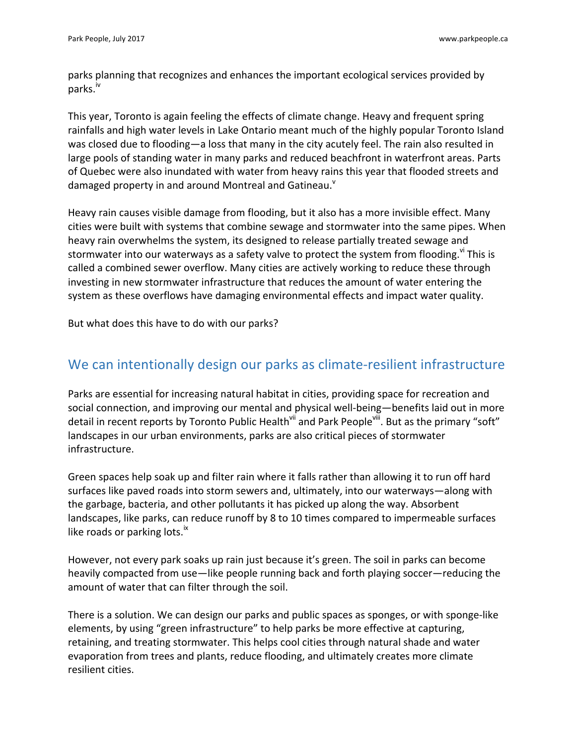parks planning that recognizes and enhances the important ecological services provided by parks.[iv]

This year, Toronto is again feeling the effects of climate change. Heavy and frequent spring rainfalls and high water levels in Lake Ontario meant much of the highly popular Toronto Island was closed due to flooding—a loss that many in the city acutely feel. The rain also resulted in large pools of standing water in many parks and reduced beachfront in waterfront areas. Parts of Quebec were also inundated with water from heavy rains this year that flooded streets and damaged property in and around Montreal and Gatineau.[v]

Heavy rain causes visible damage from flooding, but it also has a more invisible effect. Many cities were built with systems that combine sewage and stormwater into the same pipes. When heavy rain overwhelms the system, its designed to release partially treated sewage and stormwater into our waterways as a safety valve to protect the system from flooding.[vi] This is called a combined sewer overflow. Many cities are actively working to reduce these through investing in new stormwater infrastructure that reduces the amount of water entering the system as these overflows have damaging environmental effects and impact water quality.

But what does this have to do with our parks?

## We can intentionally design our parks as climate-resilient infrastructure

Parks are essential for increasing natural habitat in cities, providing space for recreation and social connection, and improving our mental and physical well-being—benefits laid out in more detail in recent reports by Toronto Public Health[vii] and Park People[viii]. But as the primary "soft" landscapes in our urban environments, parks are also critical pieces of stormwater infrastructure.

Green spaces help soak up and filter rain where it falls rather than allowing it to run off hard surfaces like paved roads into storm sewers and, ultimately, into our waterways—along with the garbage, bacteria, and other pollutants it has picked up along the way. Absorbent landscapes, like parks, can reduce runoff by 8 to 10 times compared to impermeable surfaces like roads or parking lots.[ix]

However, not every park soaks up rain just because it's green. The soil in parks can become heavily compacted from use—like people running back and forth playing soccer—reducing the amount of water that can filter through the soil.

There is a solution. We can design our parks and public spaces as sponges, or with sponge-like elements, by using "green infrastructure" to help parks be more effective at capturing, retaining, and treating stormwater. This helps cool cities through natural shade and water evaporation from trees and plants, reduce flooding, and ultimately creates more climate resilient cities.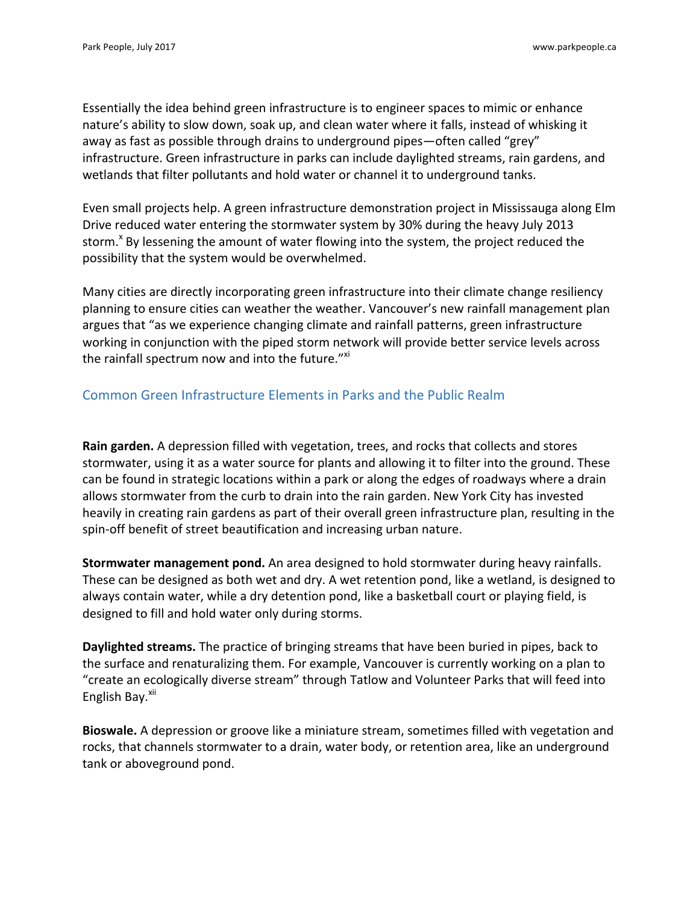Essentially the idea behind green infrastructure is to engineer spaces to mimic or enhance nature's ability to slow down, soak up, and clean water where it falls, instead of whisking it away as fast as possible through drains to underground pipes—often called "grey" infrastructure. Green infrastructure in parks can include daylighted streams, rain gardens, and wetlands that filter pollutants and hold water or channel it to underground tanks.

Even small projects help. A green infrastructure demonstration project in Mississauga along Elm Drive reduced water entering the stormwater system by 30% during the heavy July 2013 storm.[x] By lessening the amount of water flowing into the system, the project reduced the possibility that the system would be overwhelmed.

Many cities are directly incorporating green infrastructure into their climate change resiliency planning to ensure cities can weather the weather. Vancouver's new rainfall management plan argues that "as we experience changing climate and rainfall patterns, green infrastructure working in conjunction with the piped storm network will provide better service levels across the rainfall spectrum now and into the future."[xi]

## Common Green Infrastructure Elements in Parks and the Public Realm

**Rain garden.** A depression filled with vegetation, trees, and rocks that collects and stores stormwater, using it as a water source for plants and allowing it to filter into the ground. These can be found in strategic locations within a park or along the edges of roadways where a drain allows stormwater from the curb to drain into the rain garden. New York City has invested heavily in creating rain gardens as part of their overall green infrastructure plan, resulting in the spin-off benefit of street beautification and increasing urban nature.

**Stormwater management pond.** An area designed to hold stormwater during heavy rainfalls. These can be designed as both wet and dry. A wet retention pond, like a wetland, is designed to always contain water, while a dry detention pond, like a basketball court or playing field, is designed to fill and hold water only during storms.

**Daylighted streams.** The practice of bringing streams that have been buried in pipes, back to the surface and renaturalizing them. For example, Vancouver is currently working on a plan to "create an ecologically diverse stream" through Tatlow and Volunteer Parks that will feed into English Bay.[xii]

**Bioswale.** A depression or groove like a miniature stream, sometimes filled with vegetation and rocks, that channels stormwater to a drain, water body, or retention area, like an underground tank or aboveground pond.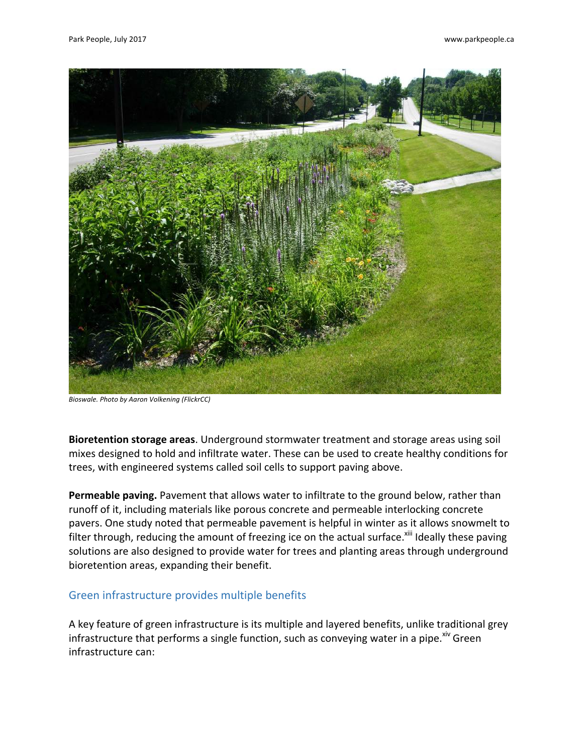*Bioswale. Photo by Aaron Volkening (FlickrCC)*

**Bioretention storage areas**. Underground stormwater treatment and storage areas using soil mixes designed to hold and infiltrate water. These can be used to create healthy conditions for trees, with engineered systems called soil cells to support paving above.

**Permeable paving.** Pavement that allows water to infiltrate to the ground below, rather than runoff of it, including materials like porous concrete and permeable interlocking concrete pavers. One study noted that permeable pavement is helpful in winter as it allows snowmelt to filter through, reducing the amount of freezing ice on the actual surface.[xiii] Ideally these paving solutions are also designed to provide water for trees and planting areas through underground bioretention areas, expanding their benefit.

## Green infrastructure provides multiple benefits

A key feature of green infrastructure is its multiple and layered benefits, unlike traditional grey infrastructure that performs a single function, such as conveying water in a pipe.[xiv] Green infrastructure can: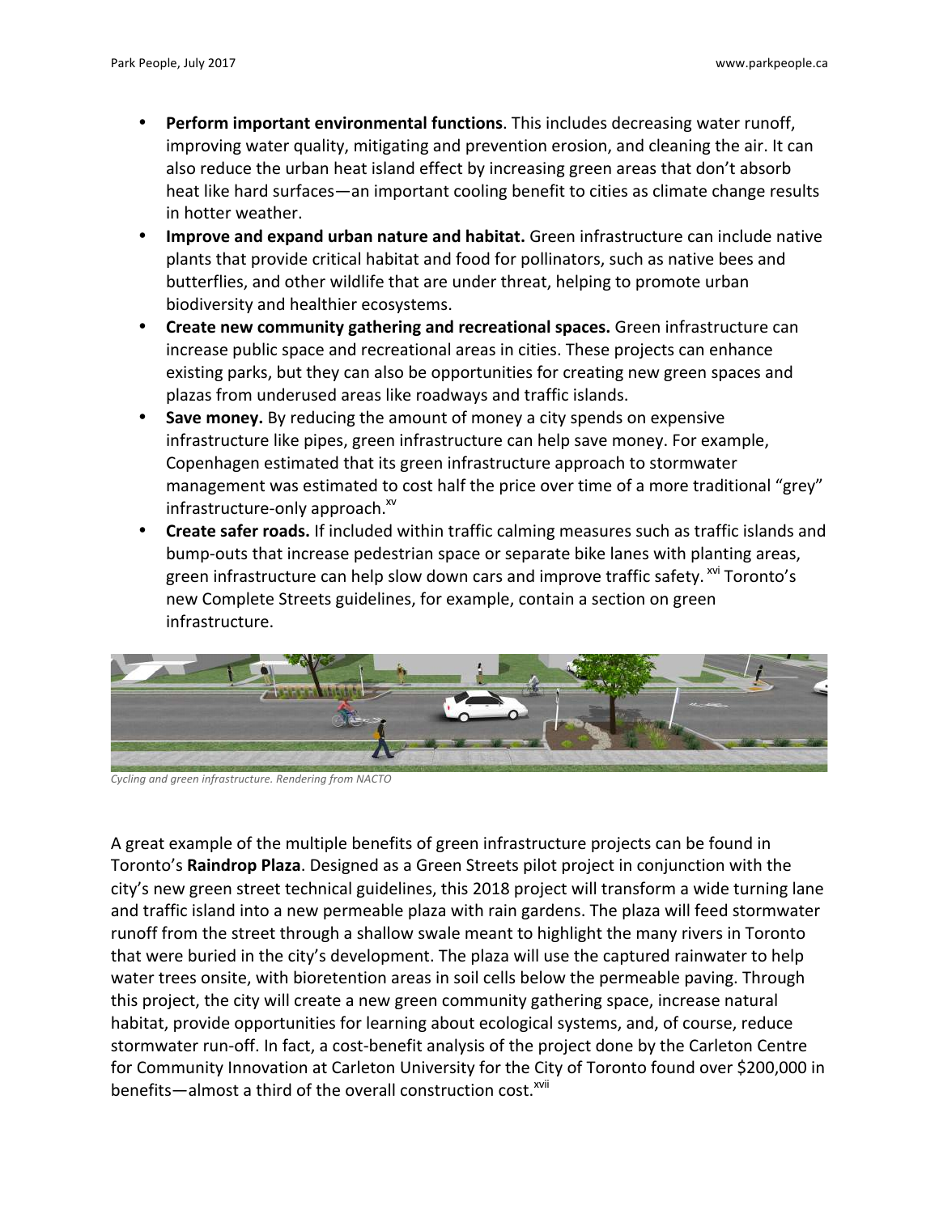- **Perform important environmental functions**. This includes decreasing water runoff, improving water quality, mitigating and prevention erosion, and cleaning the air. It can also reduce the urban heat island effect by increasing green areas that don't absorb heat like hard surfaces—an important cooling benefit to cities as climate change results in hotter weather.
- **Improve and expand urban nature and habitat.** Green infrastructure can include native plants that provide critical habitat and food for pollinators, such as native bees and butterflies, and other wildlife that are under threat, helping to promote urban biodiversity and healthier ecosystems.
- **Create new community gathering and recreational spaces.** Green infrastructure can increase public space and recreational areas in cities. These projects can enhance existing parks, but they can also be opportunities for creating new green spaces and plazas from underused areas like roadways and traffic islands.
- **Save money.** By reducing the amount of money a city spends on expensive infrastructure like pipes, green infrastructure can help save money. For example, Copenhagen estimated that its green infrastructure approach to stormwater management was estimated to cost half the price over time of a more traditional "grey" infrastructure-only approach.[xv]
- **Create safer roads.** If included within traffic calming measures such as traffic islands and bump-outs that increase pedestrian space or separate bike lanes with planting areas, green infrastructure can help slow down cars and improve traffic safety. [xvi] Toronto's new Complete Streets guidelines, for example, contain a section on green infrastructure.

*Cycling and green infrastructure. Rendering from NACTO*

A great example of the multiple benefits of green infrastructure projects can be found in Toronto's **Raindrop Plaza**. Designed as a Green Streets pilot project in conjunction with the city's new green street technical guidelines, this 2018 project will transform a wide turning lane and traffic island into a new permeable plaza with rain gardens. The plaza will feed stormwater runoff from the street through a shallow swale meant to highlight the many rivers in Toronto that were buried in the city's development. The plaza will use the captured rainwater to help water trees onsite, with bioretention areas in soil cells below the permeable paving. Through this project, the city will create a new green community gathering space, increase natural habitat, provide opportunities for learning about ecological systems, and, of course, reduce stormwater run-off. In fact, a cost-benefit analysis of the project done by the Carleton Centre for Community Innovation at Carleton University for the City of Toronto found over $200,000 in benefits—almost a third of the overall construction cost.[xvii]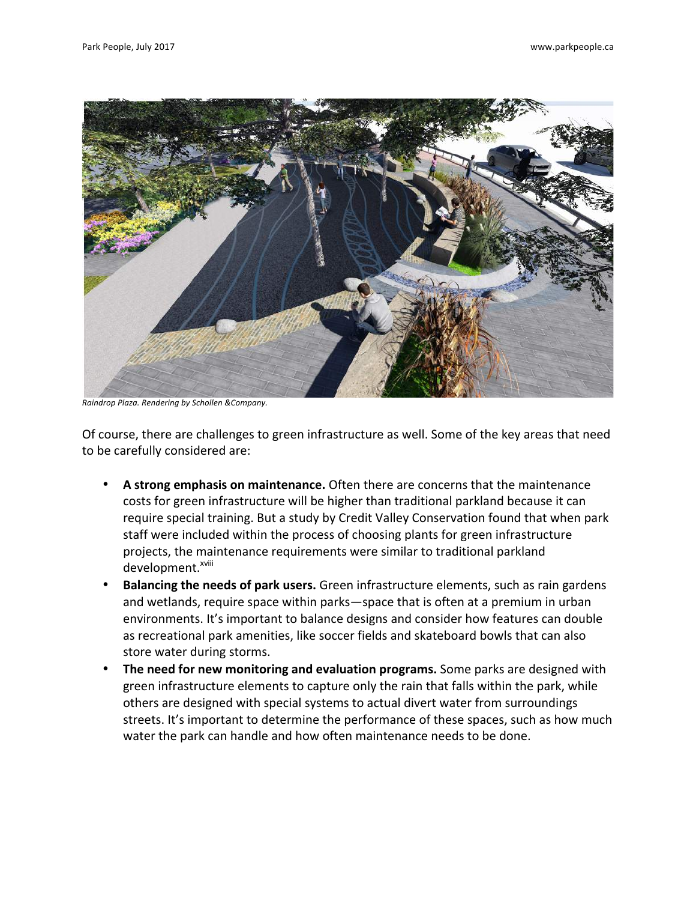*Raindrop Plaza. Rendering by Schollen &Company.*

Of course, there are challenges to green infrastructure as well. Some of the key areas that need to be carefully considered are:

- **A strong emphasis on maintenance.** Often there are concerns that the maintenance costs for green infrastructure will be higher than traditional parkland because it can require special training. But a study by Credit Valley Conservation found that when park staff were included within the process of choosing plants for green infrastructure projects, the maintenance requirements were similar to traditional parkland development.[xviii]
- **Balancing the needs of park users.** Green infrastructure elements, such as rain gardens and wetlands, require space within parks—space that is often at a premium in urban environments. It's important to balance designs and consider how features can double as recreational park amenities, like soccer fields and skateboard bowls that can also store water during storms.
- **The need for new monitoring and evaluation programs.** Some parks are designed with green infrastructure elements to capture only the rain that falls within the park, while others are designed with special systems to actual divert water from surroundings streets. It's important to determine the performance of these spaces, such as how much water the park can handle and how often maintenance needs to be done.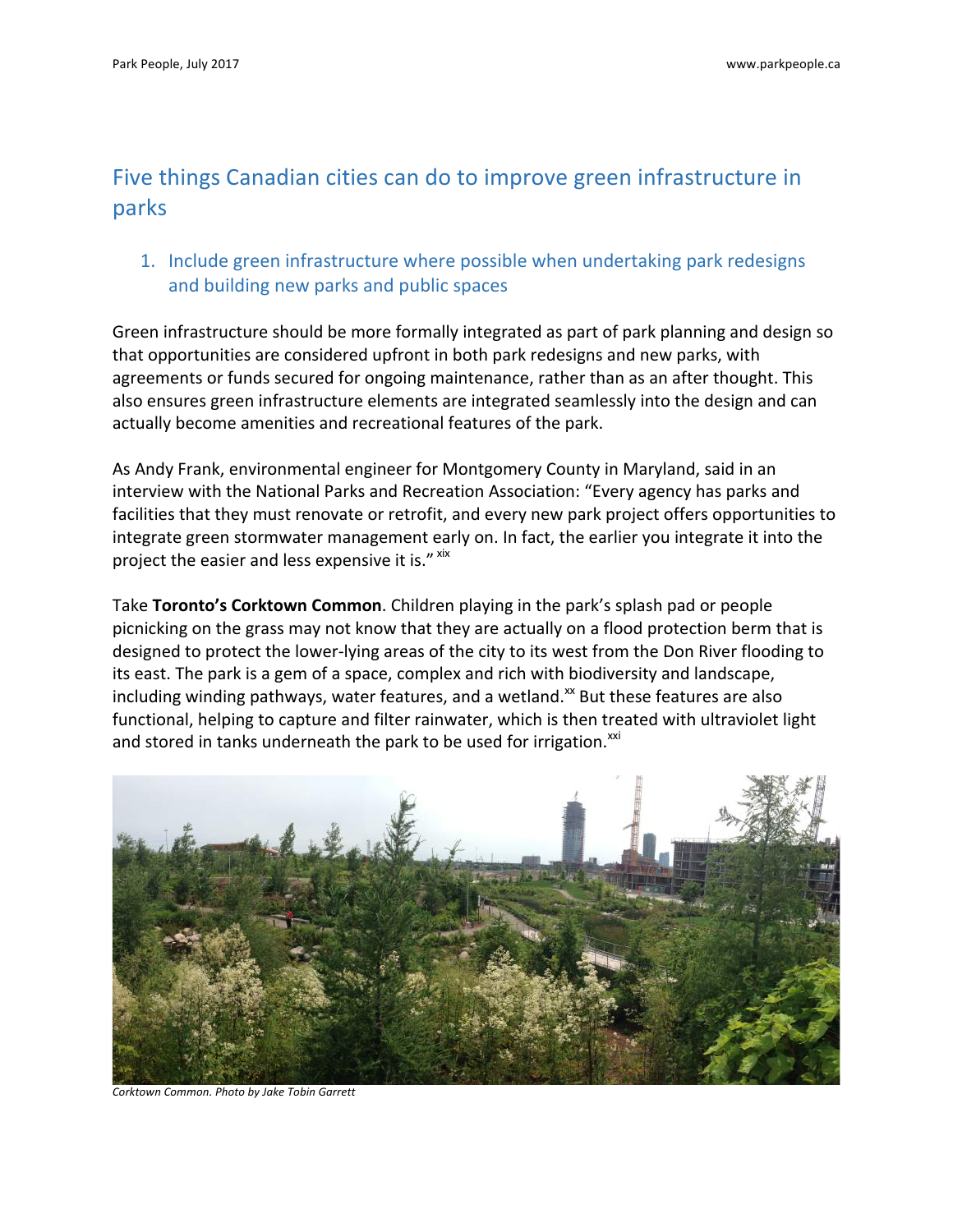## Five things Canadian cities can do to improve green infrastructure in parks

### 1. Include green infrastructure where possible when undertaking park redesigns and building new parks and public spaces

Green infrastructure should be more formally integrated as part of park planning and design so that opportunities are considered upfront in both park redesigns and new parks, with agreements or funds secured for ongoing maintenance, rather than as an after thought. This also ensures green infrastructure elements are integrated seamlessly into the design and can actually become amenities and recreational features of the park.

As Andy Frank, environmental engineer for Montgomery County in Maryland, said in an interview with the National Parks and Recreation Association: "Every agency has parks and facilities that they must renovate or retrofit, and every new park project offers opportunities to integrate green stormwater management early on. In fact, the earlier you integrate it into the project the easier and less expensive it is." [xix]

Take **Toronto's Corktown Common**. Children playing in the park's splash pad or people picnicking on the grass may not know that they are actually on a flood protection berm that is designed to protect the lower-lying areas of the city to its west from the Don River flooding to its east. The park is a gem of a space, complex and rich with biodiversity and landscape, including winding pathways, water features, and a wetland.[xx] But these features are also functional, helping to capture and filter rainwater, which is then treated with ultraviolet light and stored in tanks underneath the park to be used for irrigation.[xxi]

*Corktown Common. Photo by Jake Tobin Garrett*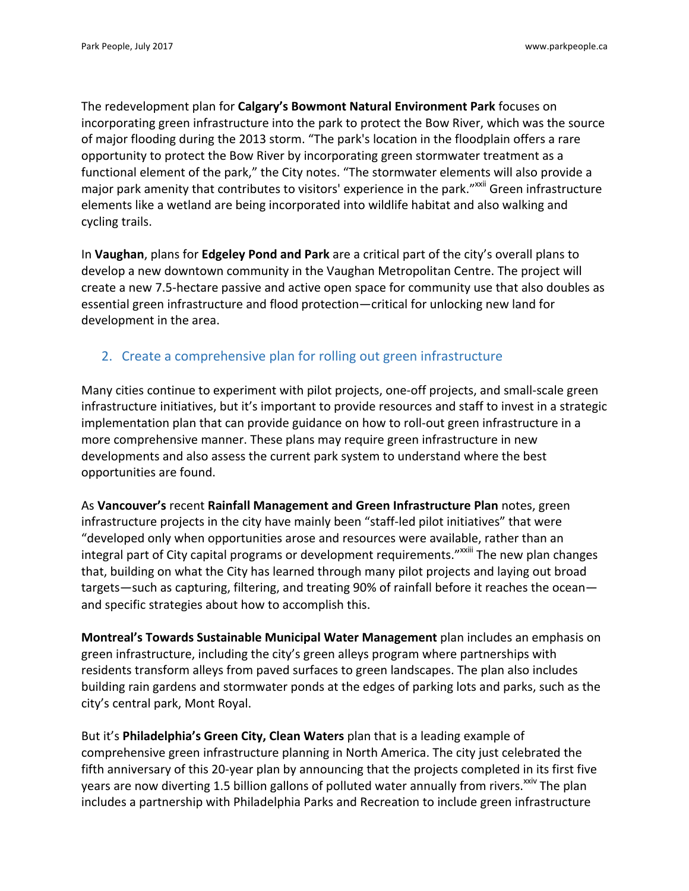The redevelopment plan for **Calgary's Bowmont Natural Environment Park** focuses on incorporating green infrastructure into the park to protect the Bow River, which was the source of major flooding during the 2013 storm. "The park's location in the floodplain offers a rare opportunity to protect the Bow River by incorporating green stormwater treatment as a functional element of the park," the City notes. "The stormwater elements will also provide a major park amenity that contributes to visitors' experience in the park."[xxii] Green infrastructure elements like a wetland are being incorporated into wildlife habitat and also walking and cycling trails.

In **Vaughan**, plans for **Edgeley Pond and Park** are a critical part of the city's overall plans to develop a new downtown community in the Vaughan Metropolitan Centre. The project will create a new 7.5-hectare passive and active open space for community use that also doubles as essential green infrastructure and flood protection—critical for unlocking new land for development in the area.

## 2. Create a comprehensive plan for rolling out green infrastructure

Many cities continue to experiment with pilot projects, one-off projects, and small-scale green infrastructure initiatives, but it's important to provide resources and staff to invest in a strategic implementation plan that can provide guidance on how to roll-out green infrastructure in a more comprehensive manner. These plans may require green infrastructure in new developments and also assess the current park system to understand where the best opportunities are found.

As **Vancouver's** recent **Rainfall Management and Green Infrastructure Plan** notes, green infrastructure projects in the city have mainly been "staff-led pilot initiatives" that were "developed only when opportunities arose and resources were available, rather than an integral part of City capital programs or development requirements."[xxiii] The new plan changes that, building on what the City has learned through many pilot projects and laying out broad targets—such as capturing, filtering, and treating 90% of rainfall before it reaches the ocean—and specific strategies about how to accomplish this.

**Montreal's Towards Sustainable Municipal Water Management** plan includes an emphasis on green infrastructure, including the city's green alleys program where partnerships with residents transform alleys from paved surfaces to green landscapes. The plan also includes building rain gardens and stormwater ponds at the edges of parking lots and parks, such as the city's central park, Mont Royal.

But it's **Philadelphia's Green City, Clean Waters** plan that is a leading example of comprehensive green infrastructure planning in North America. The city just celebrated the fifth anniversary of this 20-year plan by announcing that the projects completed in its first five years are now diverting 1.5 billion gallons of polluted water annually from rivers.[xxiv] The plan includes a partnership with Philadelphia Parks and Recreation to include green infrastructure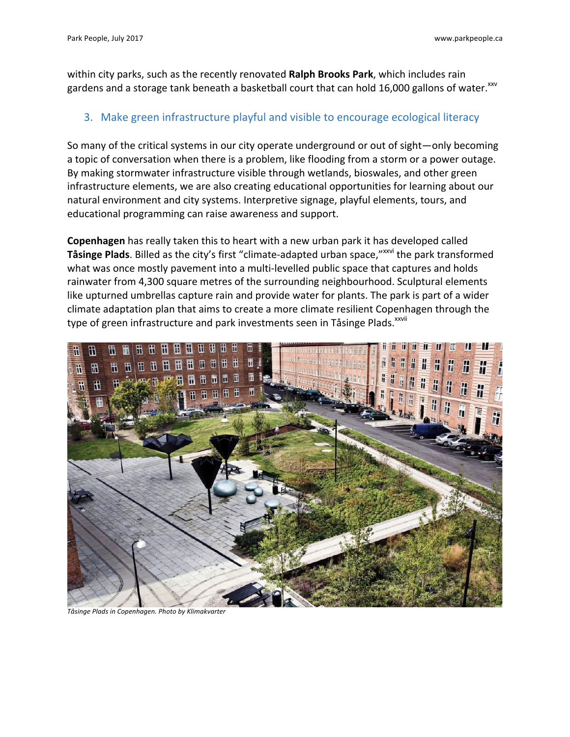within city parks, such as the recently renovated **Ralph Brooks Park**, which includes rain gardens and a storage tank beneath a basketball court that can hold 16,000 gallons of water.[xxv]

### 3. Make green infrastructure playful and visible to encourage ecological literacy

So many of the critical systems in our city operate underground or out of sight—only becoming a topic of conversation when there is a problem, like flooding from a storm or a power outage. By making stormwater infrastructure visible through wetlands, bioswales, and other green infrastructure elements, we are also creating educational opportunities for learning about our natural environment and city systems. Interpretive signage, playful elements, tours, and educational programming can raise awareness and support.

**Copenhagen** has really taken this to heart with a new urban park it has developed called **Tåsinge Plads**. Billed as the city's first "climate-adapted urban space,"[xxvi] the park transformed what was once mostly pavement into a multi-levelled public space that captures and holds rainwater from 4,300 square metres of the surrounding neighbourhood. Sculptural elements like upturned umbrellas capture rain and provide water for plants. The park is part of a wider climate adaptation plan that aims to create a more climate resilient Copenhagen through the type of green infrastructure and park investments seen in Tåsinge Plads.[xxvii]

*Tåsinge Plads in Copenhagen. Photo by Klimakvarter*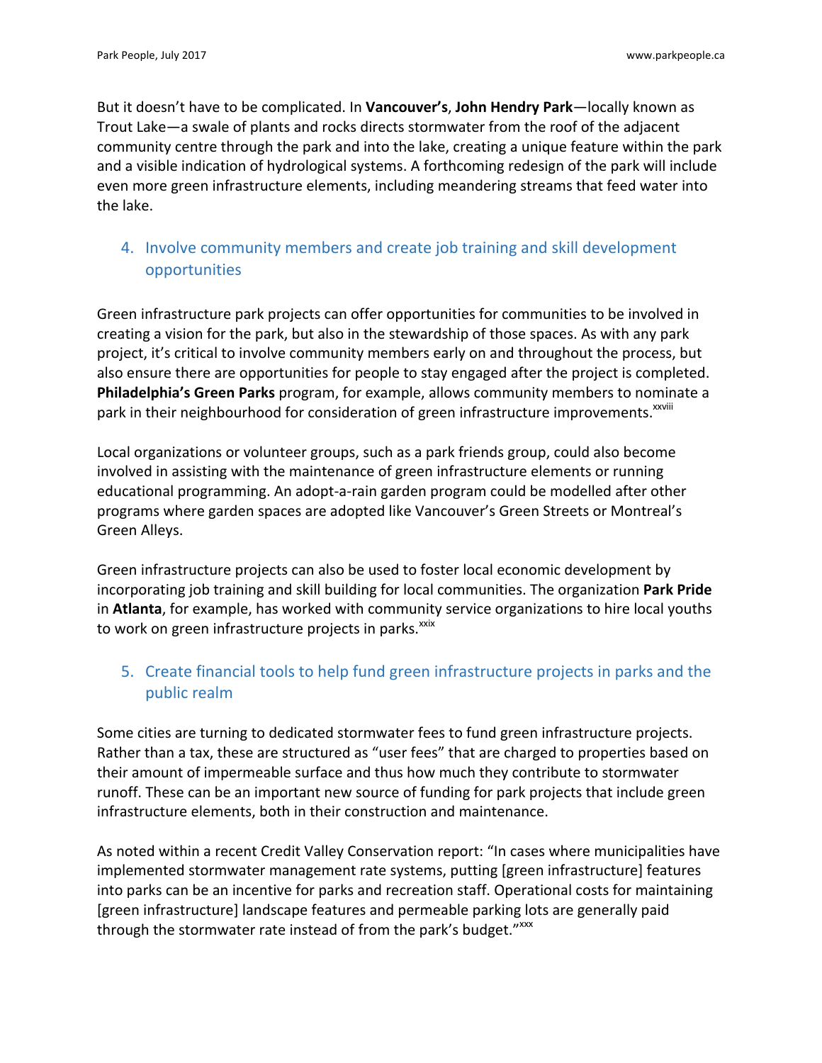But it doesn't have to be complicated. In **Vancouver's**, **John Hendry Park**—locally known as Trout Lake—a swale of plants and rocks directs stormwater from the roof of the adjacent community centre through the park and into the lake, creating a unique feature within the park and a visible indication of hydrological systems. A forthcoming redesign of the park will include even more green infrastructure elements, including meandering streams that feed water into the lake.

### 4. Involve community members and create job training and skill development opportunities

Green infrastructure park projects can offer opportunities for communities to be involved in creating a vision for the park, but also in the stewardship of those spaces. As with any park project, it's critical to involve community members early on and throughout the process, but also ensure there are opportunities for people to stay engaged after the project is completed. **Philadelphia's Green Parks** program, for example, allows community members to nominate a park in their neighbourhood for consideration of green infrastructure improvements.[xxviii]

Local organizations or volunteer groups, such as a park friends group, could also become involved in assisting with the maintenance of green infrastructure elements or running educational programming. An adopt-a-rain garden program could be modelled after other programs where garden spaces are adopted like Vancouver's Green Streets or Montreal's Green Alleys.

Green infrastructure projects can also be used to foster local economic development by incorporating job training and skill building for local communities. The organization **Park Pride** in **Atlanta**, for example, has worked with community service organizations to hire local youths to work on green infrastructure projects in parks.[xxix]

### 5. Create financial tools to help fund green infrastructure projects in parks and the public realm

Some cities are turning to dedicated stormwater fees to fund green infrastructure projects. Rather than a tax, these are structured as "user fees" that are charged to properties based on their amount of impermeable surface and thus how much they contribute to stormwater runoff. These can be an important new source of funding for park projects that include green infrastructure elements, both in their construction and maintenance.

As noted within a recent Credit Valley Conservation report: "In cases where municipalities have implemented stormwater management rate systems, putting [green infrastructure] features into parks can be an incentive for parks and recreation staff. Operational costs for maintaining [green infrastructure] landscape features and permeable parking lots are generally paid through the stormwater rate instead of from the park's budget."[xxx]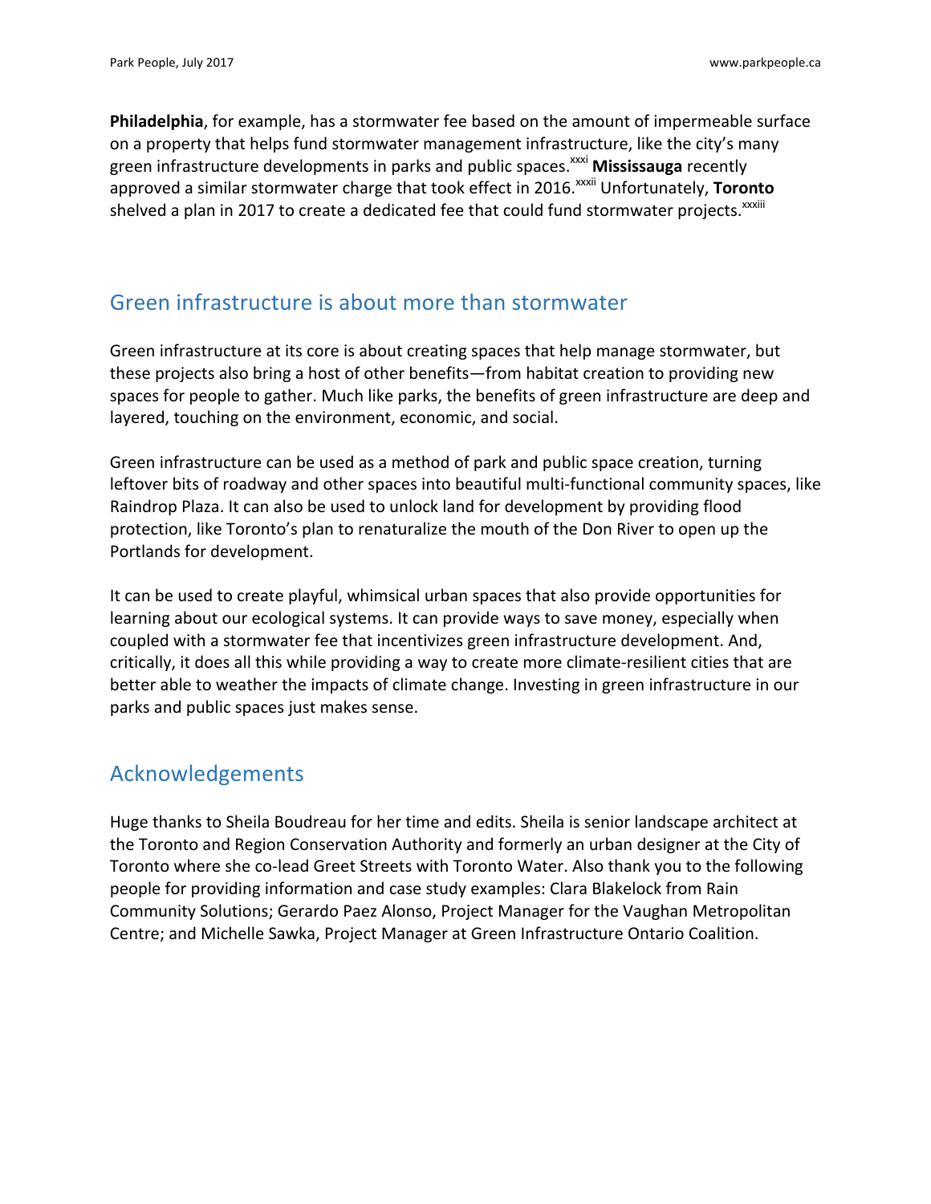**Philadelphia**, for example, has a stormwater fee based on the amount of impermeable surface on a property that helps fund stormwater management infrastructure, like the city's many green infrastructure developments in parks and public spaces.[xxxi] **Mississauga** recently approved a similar stormwater charge that took effect in 2016.[xxxii] Unfortunately, **Toronto** shelved a plan in 2017 to create a dedicated fee that could fund stormwater projects.[xxxiii]

## Green infrastructure is about more than stormwater

Green infrastructure at its core is about creating spaces that help manage stormwater, but these projects also bring a host of other benefits—from habitat creation to providing new spaces for people to gather. Much like parks, the benefits of green infrastructure are deep and layered, touching on the environment, economic, and social.

Green infrastructure can be used as a method of park and public space creation, turning leftover bits of roadway and other spaces into beautiful multi-functional community spaces, like Raindrop Plaza. It can also be used to unlock land for development by providing flood protection, like Toronto's plan to renaturalize the mouth of the Don River to open up the Portlands for development.

It can be used to create playful, whimsical urban spaces that also provide opportunities for learning about our ecological systems. It can provide ways to save money, especially when coupled with a stormwater fee that incentivizes green infrastructure development. And, critically, it does all this while providing a way to create more climate-resilient cities that are better able to weather the impacts of climate change. Investing in green infrastructure in our parks and public spaces just makes sense.

## Acknowledgements

Huge thanks to Sheila Boudreau for her time and edits. Sheila is senior landscape architect at the Toronto and Region Conservation Authority and formerly an urban designer at the City of Toronto where she co-lead Greet Streets with Toronto Water. Also thank you to the following people for providing information and case study examples: Clara Blakelock from Rain Community Solutions; Gerardo Paez Alonso, Project Manager for the Vaughan Metropolitan Centre; and Michelle Sawka, Project Manager at Green Infrastructure Ontario Coalition.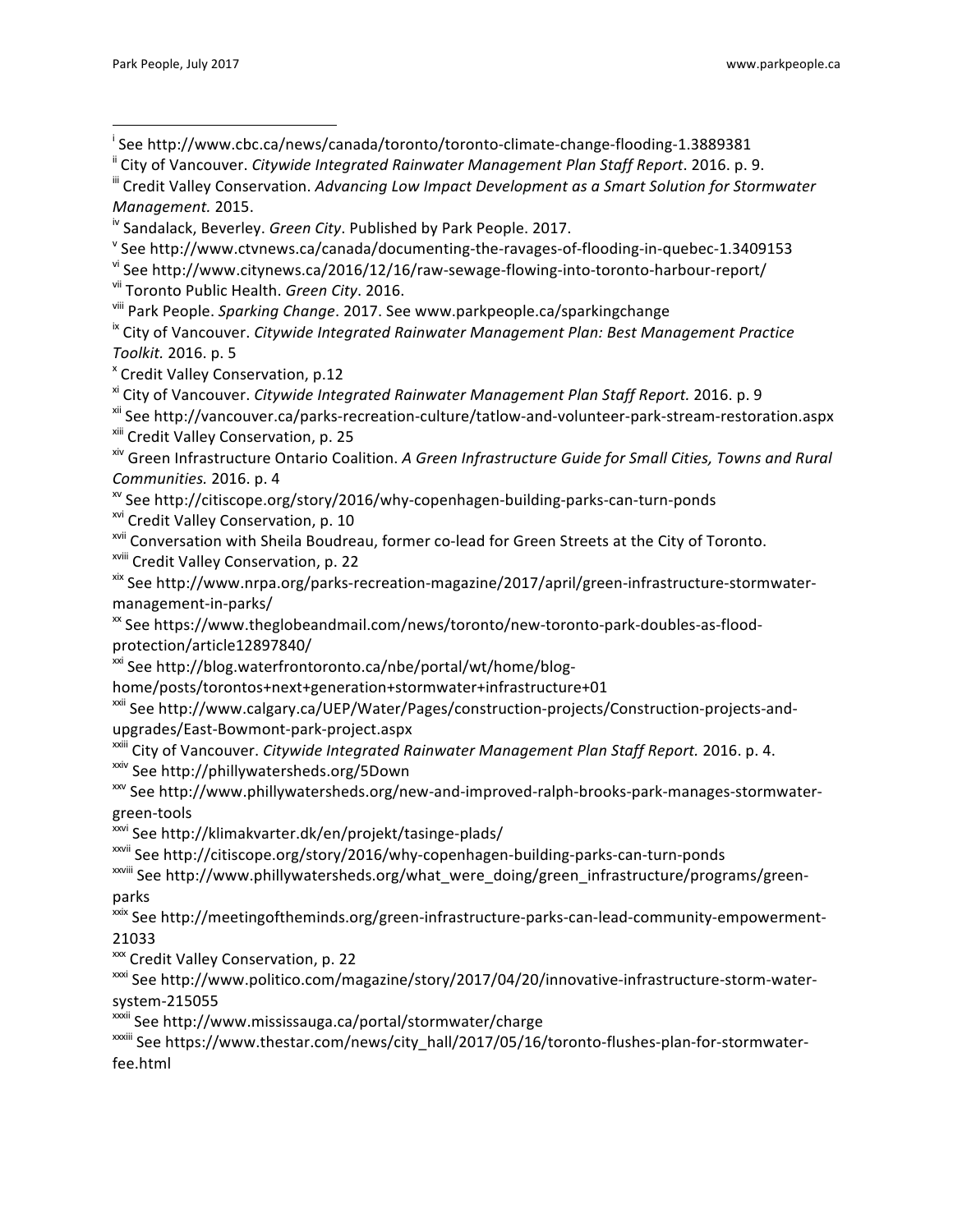[i] See http://www.cbc.ca/news/canada/toronto/toronto-climate-change-flooding-1.3889381

[ii] City of Vancouver. *Citywide Integrated Rainwater Management Plan Staff Report*. 2016. p. 9.

[iii] Credit Valley Conservation. *Advancing Low Impact Development as a Smart Solution for Stormwater Management.* 2015.

[iv] Sandalack, Beverley. *Green City*. Published by Park People. 2017.

[v] See http://www.ctvnews.ca/canada/documenting-the-ravages-of-flooding-in-quebec-1.3409153

[vi] See http://www.citynews.ca/2016/12/16/raw-sewage-flowing-into-toronto-harbour-report/

[vii] Toronto Public Health. *Green City*. 2016.

[viii] Park People. *Sparking Change*. 2017. See www.parkpeople.ca/sparkingchange

[ix] City of Vancouver. *Citywide Integrated Rainwater Management Plan: Best Management Practice Toolkit.* 2016. p. 5

[x] Credit Valley Conservation, p.12

[xi] City of Vancouver. *Citywide Integrated Rainwater Management Plan Staff Report.* 2016. p. 9

[xii] See http://vancouver.ca/parks-recreation-culture/tatlow-and-volunteer-park-stream-restoration.aspx

[xiii] Credit Valley Conservation, p. 25

[xiv] Green Infrastructure Ontario Coalition. *A Green Infrastructure Guide for Small Cities, Towns and Rural Communities.* 2016. p. 4

[xv] See http://citiscope.org/story/2016/why-copenhagen-building-parks-can-turn-ponds

[xvi] Credit Valley Conservation, p. 10

[xvii] Conversation with Sheila Boudreau, former co-lead for Green Streets at the City of Toronto.

[xviii] Credit Valley Conservation, p. 22

[xix] See http://www.nrpa.org/parks-recreation-magazine/2017/april/green-infrastructure-stormwater-management-in-parks/

[xx] See https://www.theglobeandmail.com/news/toronto/new-toronto-park-doubles-as-flood-protection/article12897840/

[xxi] See http://blog.waterfrontoronto.ca/nbe/portal/wt/home/blog-home/posts/torontos+next+generation+stormwater+infrastructure+01

[xxii] See http://www.calgary.ca/UEP/Water/Pages/construction-projects/Construction-projects-and-upgrades/East-Bowmont-park-project.aspx

[xxiii] City of Vancouver. *Citywide Integrated Rainwater Management Plan Staff Report.* 2016. p. 4.

[xxiv] See http://phillywatersheds.org/5Down

[xxv] See http://www.phillywatersheds.org/new-and-improved-ralph-brooks-park-manages-stormwater-green-tools

[xxvi] See http://klimakvarter.dk/en/projekt/tasinge-plads/

[xxvii] See http://citiscope.org/story/2016/why-copenhagen-building-parks-can-turn-ponds

[xxviii] See http://www.phillywatersheds.org/what_were_doing/green_infrastructure/programs/green-parks

[xxix] See http://meetingoftheminds.org/green-infrastructure-parks-can-lead-community-empowerment-21033

[xxx] Credit Valley Conservation, p. 22

[xxxi] See http://www.politico.com/magazine/story/2017/04/20/innovative-infrastructure-storm-water-system-215055

[xxxii] See http://www.mississauga.ca/portal/stormwater/charge

[xxxiii] See https://www.thestar.com/news/city_hall/2017/05/16/toronto-flushes-plan-for-stormwater-fee.html